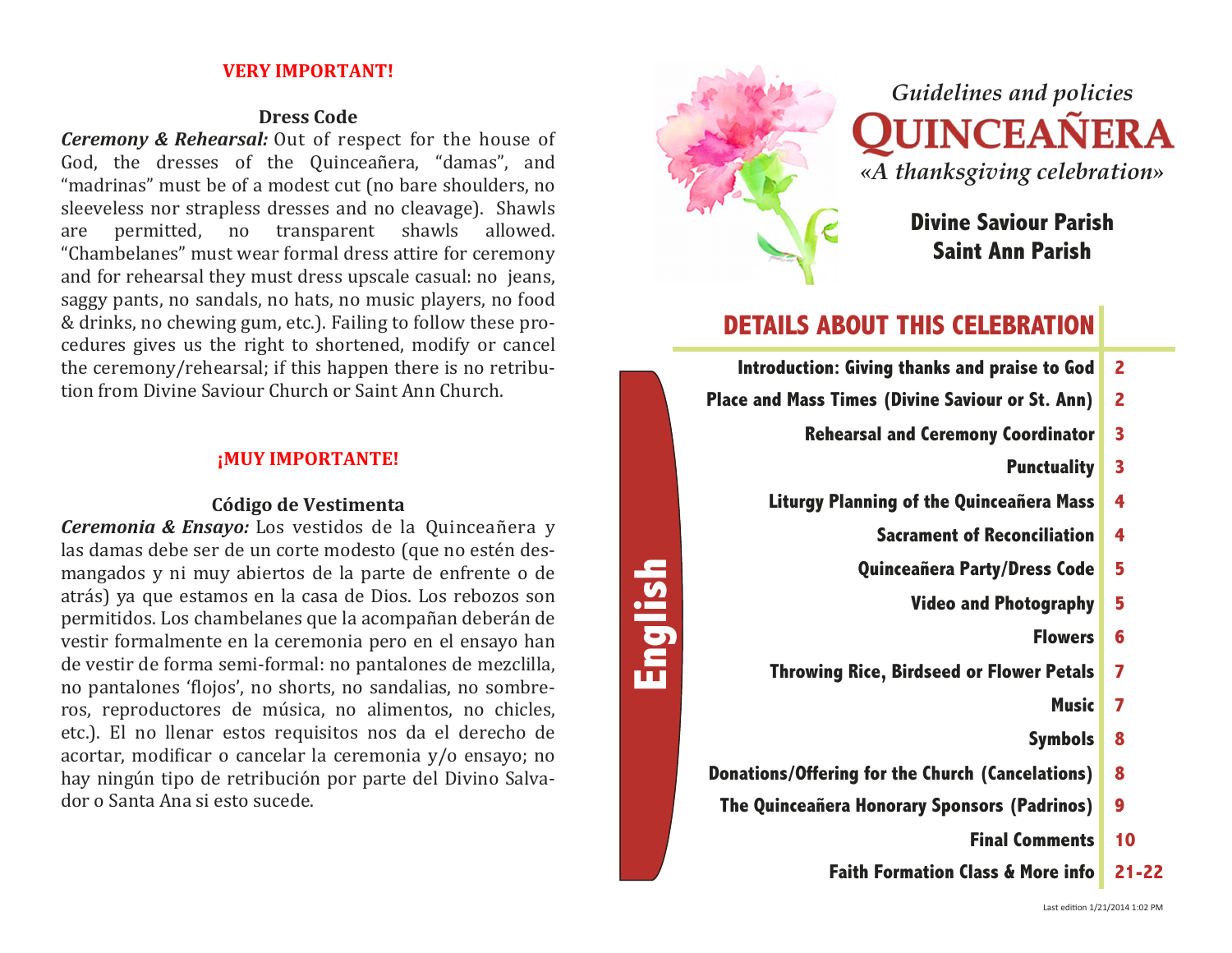**VERY IMPORTANT!**

**Dress Code**

***Ceremony & Rehearsal:*** Out of respect for the house of God, the dresses of the Quinceañera, "damas", and "madrinas" must be of a modest cut (no bare shoulders, no sleeveless nor strapless dresses and no cleavage). Shawls are permitted, no transparent shawls allowed. "Chambelanes" must wear formal dress attire for ceremony and for rehearsal they must dress upscale casual: no jeans, saggy pants, no sandals, no hats, no music players, no food & drinks, no chewing gum, etc.). Failing to follow these procedures gives us the right to shortened, modify or cancel the ceremony/rehearsal; if this happen there is no retribution from Divine Saviour Church or Saint Ann Church.

**¡MUY IMPORTANTE!**

**Código de Vestimenta**

***Ceremonia & Ensayo:*** Los vestidos de la Quinceañera y las damas debe ser de un corte modesto (que no estén desmangados y ni muy abiertos de la parte de enfrente o de atrás) ya que estamos en la casa de Dios. Los rebozos son permitidos. Los chambelanes que la acompañan deberán de vestir formalmente en la ceremonia pero en el ensayo han de vestir de forma semi-formal: no pantalones de mezclilla, no pantalones 'flojos', no shorts, no sandalias, no sombreros, reproductores de música, no alimentos, no chicles, etc.). El no llenar estos requisitos nos da el derecho de acortar, modificar o cancelar la ceremonia y/o ensayo; no hay ningún tipo de retribución por parte del Divino Salvador o Santa Ana si esto sucede.

*Guidelines and policies*

# QUINCEAÑERA

*«A thanksgiving celebration»*

**Divine Saviour Parish**
**Saint Ann Parish**

English

## DETAILS ABOUT THIS CELEBRATION

| | |
|---|---|
| Introduction: Giving thanks and praise to God | 2 |
| Place and Mass Times (Divine Saviour or St. Ann) | 2 |
| Rehearsal and Ceremony Coordinator | 3 |
| Punctuality | 3 |
| Liturgy Planning of the Quinceañera Mass | 4 |
| Sacrament of Reconciliation | 4 |
| Quinceañera Party/Dress Code | 5 |
| Video and Photography | 5 |
| Flowers | 6 |
| Throwing Rice, Birdseed or Flower Petals | 7 |
| Music | 7 |
| Symbols | 8 |
| Donations/Offering for the Church (Cancelations) | 8 |
| The Quinceañera Honorary Sponsors (Padrinos) | 9 |
| Final Comments | 10 |
| Faith Formation Class & More info | 21-22 |

Last edition 1/21/2014 1:02 PM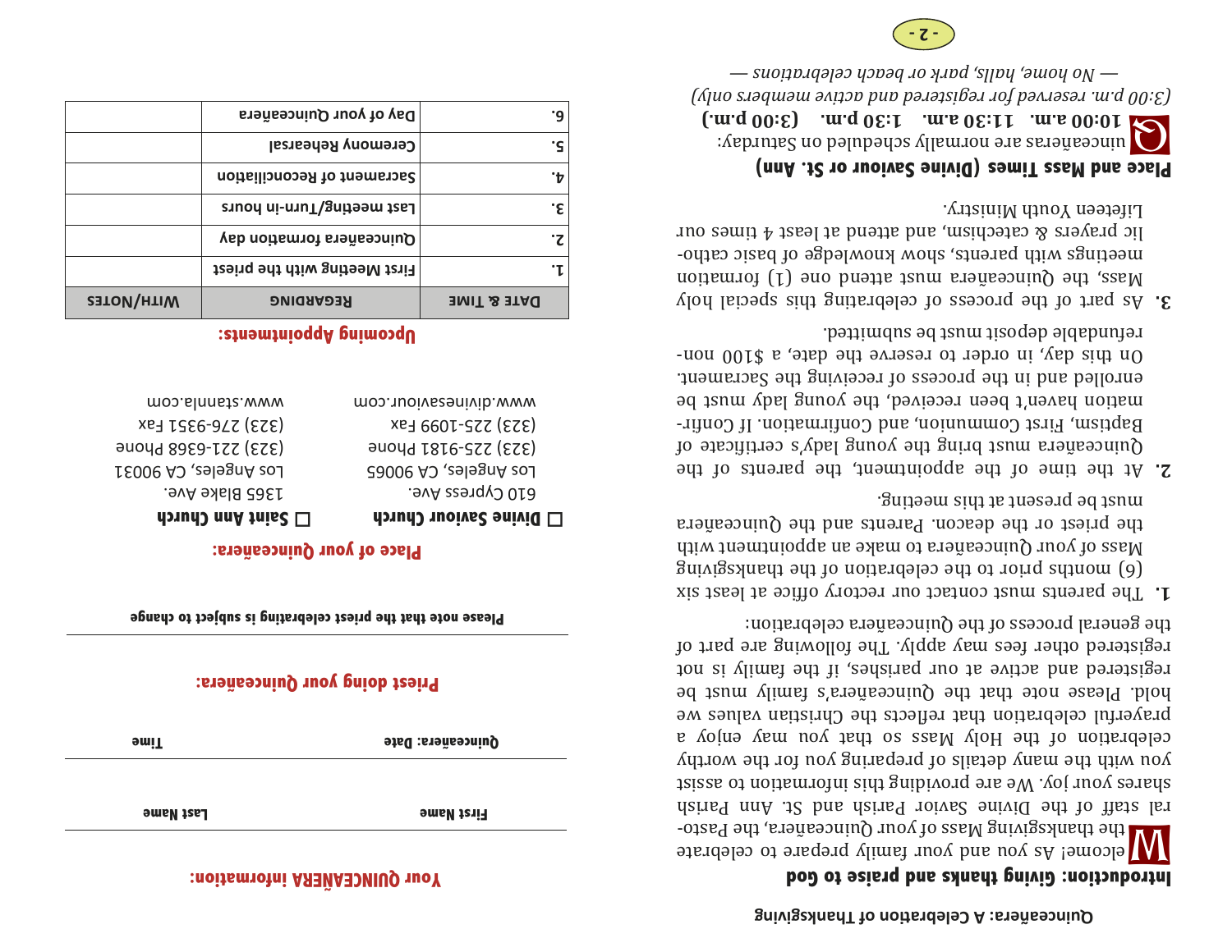Quinceañera: A Celebration of Thanksgiving

## Introduction: Giving thanks and praise to God

Welcome! As you and your family prepare to celebrate the thanksgiving Mass of your Quinceañera, the Pastoral staff of the Divine Savior Parish and St. Ann Parish shares your joy. We are providing this information to assist you with the many details of preparing you for the worthy celebration of the Holy Mass so that you may enjoy a prayerful celebration that reflects the Christian values we hold. Please note that the Quinceañera's family must be registered and active at our parishes, if the family is not registered other fees may apply. The following are part of the general process of the Quinceañera celebration:

1. The parents must contact our rectory office at least six (6) months prior to the celebration of the thanksgiving Mass of your Quinceañera to make an appointment with the priest or the deacon. Parents and the Quinceañera must be present at this meeting.
2. At the time of the appointment, the parents of the Quinceañera must bring the young lady's certificate of Baptism, First Communion, and Confirmation. If Confirmation haven't been received, the young lady must be enrolled and in the process of receiving the Sacrament. On this day, in order to reserve the date, a $100 non-refundable deposit must be submitted.
3. As part of the process of celebrating this special holy Mass, the Quinceañera must attend one (1) formation meetings with parents, show knowledge of basic catholic prayers & catechism, and attend at least 4 times our Lifeteen Youth Ministry.

## Place and Mass Times (Divine Saviour or St. Ann)

Quinceañeras are normally scheduled on Saturday:
**10:00 a.m.   11:30 a.m.   1:30 p.m.   (3:00 p.m.)**

*(3:00 p.m. reserved for registered and active members only)*
*— No home, halls, park or beach celebrations —*

## Your QUINCEAÑERA information:

**First Name** ____________________ **Last Name** ____________________

**Quinceañera: Date** ____________________ **Time** ____________________

## Priest doing your Quinceañera:

____________________

**Please note that the priest celebrating is subject to change**

## Place of your Quinceañera:

☐ **Divine Saviour Church**
610 Cypress Ave.
Los Angeles, CA 90065
(323) 225-9181 Phone
(323) 225-1099 Fax
www.divinesaviour.com

☐ **Saint Ann Church**
1365 Blake Ave.
Los Angeles, CA 90031
(323) 221-6368 Phone
(323) 276-9351 Fax
www.stannla.com

## Upcoming Appointments:

| Date & Time | Regarding | With/Notes |
|---|---|---|
| 1. | First Meeting with the priest | |
| 2. | Quinceañera formation day | |
| 3. | Last meeting/Turn-in hours | |
| 4. | Sacrament of Reconciliation | |
| 5. | Ceremony Rehearsal | |
| 6. | Day of your Quinceañera | |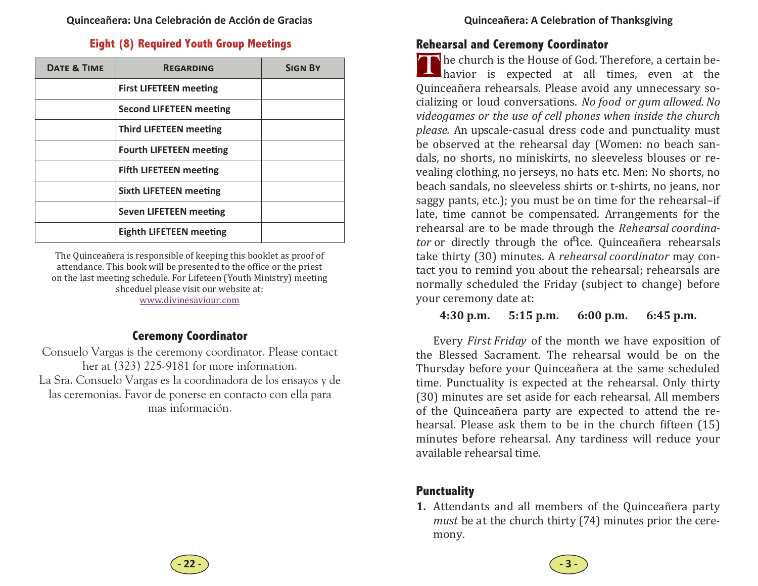## Eight (8) Required Youth Group Meetings

| Date & Time | Regarding | Sign By |
|---|---|---|
| | **First LIFETEEN meeting** | |
| | **Second LIFETEEN meeting** | |
| | **Third LIFETEEN meeting** | |
| | **Fourth LIFETEEN meeting** | |
| | **Fifth LIFETEEN meeting** | |
| | **Sixth LIFETEEN meeting** | |
| | **Seven LIFETEEN meeting** | |
| | **Eighth LIFETEEN meeting** | |

The Quinceañera is responsible of keeping this booklet as proof of attendance. This book will be presented to the office or the priest on the last meeting schedule. For Lifeteen (Youth Ministry) meeting shceduel please visit our website at: www.divinesaviour.com

## Ceremony Coordinator

Consuelo Vargas is the ceremony coordinator. Please contact her at (323) 225-9181 for more information.
La Sra. Consuelo Vargas es la coordinadora de los ensayos y de las ceremonias. Favor de ponerse en contacto con ella para mas información.

## Rehearsal and Ceremony Coordinator

The church is the House of God. Therefore, a certain behavior is expected at all times, even at the Quinceañera rehearsals. Please avoid any unnecessary socializing or loud conversations. *No food or gum allowed. No videogames or the use of cell phones when inside the church please.* An upscale-casual dress code and punctuality must be observed at the rehearsal day (Women: no beach sandals, no shorts, no miniskirts, no sleeveless blouses or revealing clothing, no jerseys, no hats etc. Men: No shorts, no beach sandals, no sleeveless shirts or t-shirts, no jeans, nor saggy pants, etc.); you must be on time for the rehearsal–if late, time cannot be compensated. Arrangements for the rehearsal are to be made through the *Rehearsal coordinator* or directly through the office. Quinceañera rehearsals take thirty (30) minutes. A *rehearsal coordinator* may contact you to remind you about the rehearsal; rehearsals are normally scheduled the Friday (subject to change) before your ceremony date at:

**4:30 p.m. 5:15 p.m. 6:00 p.m. 6:45 p.m.**

Every *First Friday* of the month we have exposition of the Blessed Sacrament. The rehearsal would be on the Thursday before your Quinceañera at the same scheduled time. Punctuality is expected at the rehearsal. Only thirty (30) minutes are set aside for each rehearsal. All members of the Quinceañera party are expected to attend the rehearsal. Please ask them to be in the church fifteen (15) minutes before rehearsal. Any tardiness will reduce your available rehearsal time.

## Punctuality

1. Attendants and all members of the Quinceañera party *must* be at the church thirty (74) minutes prior the ceremony.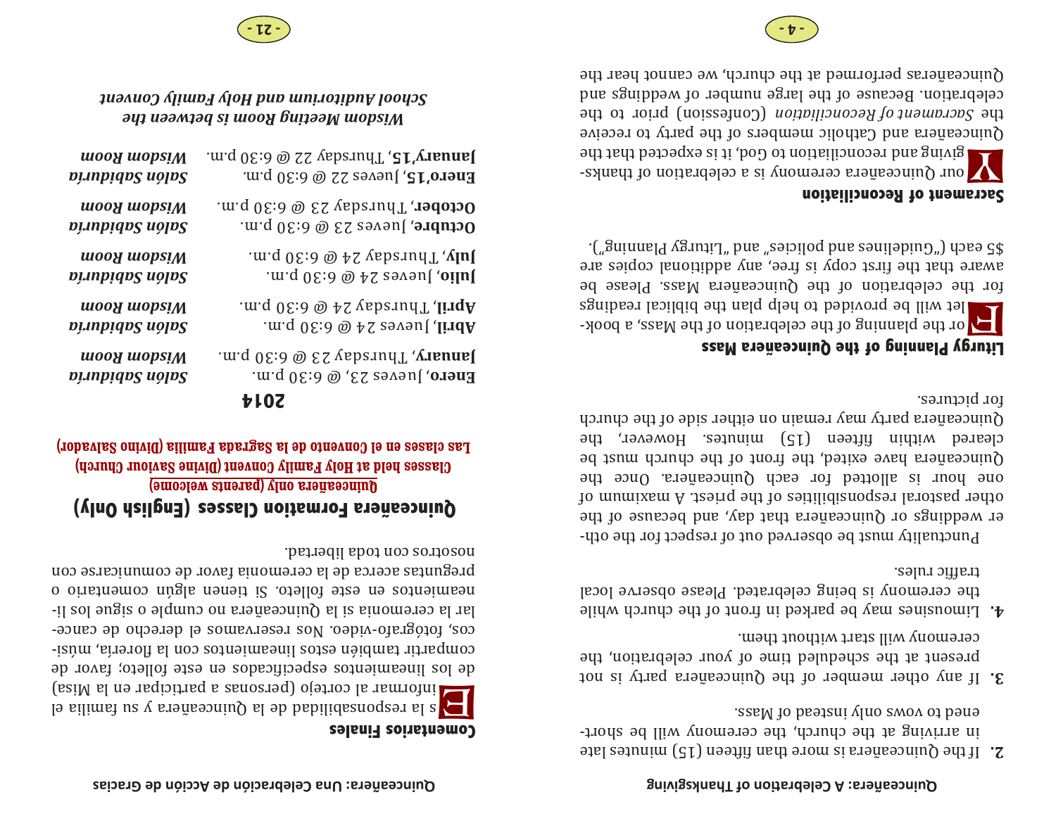2. If the Quinceañera is more than fifteen (15) minutes late in arriving at the church, the ceremony will be shortened to vows only instead of Mass.

3. If any other member of the Quinceañera party is not present at the scheduled time of your celebration, the ceremony will start without them.

4. Limousines may be parked in front of the church while the ceremony is being celebrated. Please observe local traffic rules.

Punctuality must be observed out of respect for the other weddings or Quinceañera that day, and because of the other pastoral responsibilities of the priest. A maximum of one hour is allotted for each Quinceañera. Once the Quinceañera have exited, the front of the church must be cleared within fifteen (15) minutes. However, the Quinceañera party may remain on either side of the church for pictures.

**Liturgy Planning of the Quinceañera Mass**

For the planning of the celebration of the Mass, a booklet will be provided to help plan the biblical readings for the celebration of the Quinceañera Mass. Please be aware that the first copy is free, any additional copies are $5 each ("Guidelines and policies" and "Liturgy Planning").

**Sacrament of Reconciliation**

Your Quinceañera ceremony is a celebration of thanksgiving and reconciliation to God, it is expected that the Quinceañera and Catholic members of the party to receive the *Sacrament of Reconciliation* (Confession) prior to the celebration. Because of the large number of weddings and Quinceañeras performed at the church, we cannot hear the

**Comentarios Finales**

Es la responsabilidad de la Quinceañera y su familia el informar al cortejo (personas a participar en la Misa) de los lineamientos especificados en este folleto; favor de compartir también estos lineamientos con la floreria, músicos, fotógrafo-video. Nos reservamos el derecho de cancelar la ceremonia si la Quinceañera no cumple o sigue los lineamientos en este folleto. Si tienen algún comentario o preguntas acerca de la ceremonia favor de comunicarse con nosotros con toda libertad.

## Quinceañera Formation Classes (English Only)

**Quinceañera only (parents welcome)**

**Classes held at Holy Family Convent (Divine Saviour Church)**

**Las clases en el Convento de la Sagrada Familia (Divino Salvador)**

### 2014

| | |
|---|---|
| **Enero**, Jueves 23, @ 6:30 p.m. | *Salón Sabiduría* |
| **January**, Thursday 23 @ 6:30 p.m. | *Wisdom Room* |
| **Abril**, Jueves 24 @ 6:30 p.m. | *Salón Sabiduría* |
| **April**, Thursday 24 @ 6:30 p.m. | *Wisdom Room* |
| **Julio**, Jueves 24 @ 6:30 p.m. | *Salón Sabiduría* |
| **July**, Thursday 24 @ 6:30 p.m. | *Wisdom Room* |
| **Octubre**, Jueves 23 @ 6:30 p.m. | *Salón Sabiduría* |
| **October**, Thursday 23 @ 6:30 p.m. | *Wisdom Room* |
| **Enero'15**, Jueves 22 @ 6:30 p.m. | *Salón Sabiduría* |
| **January'15**, Thursday 22 @ 6:30 p.m. | *Wisdom Room* |

***Wisdom Meeting Room is between the School Auditorium and Holy Family Convent***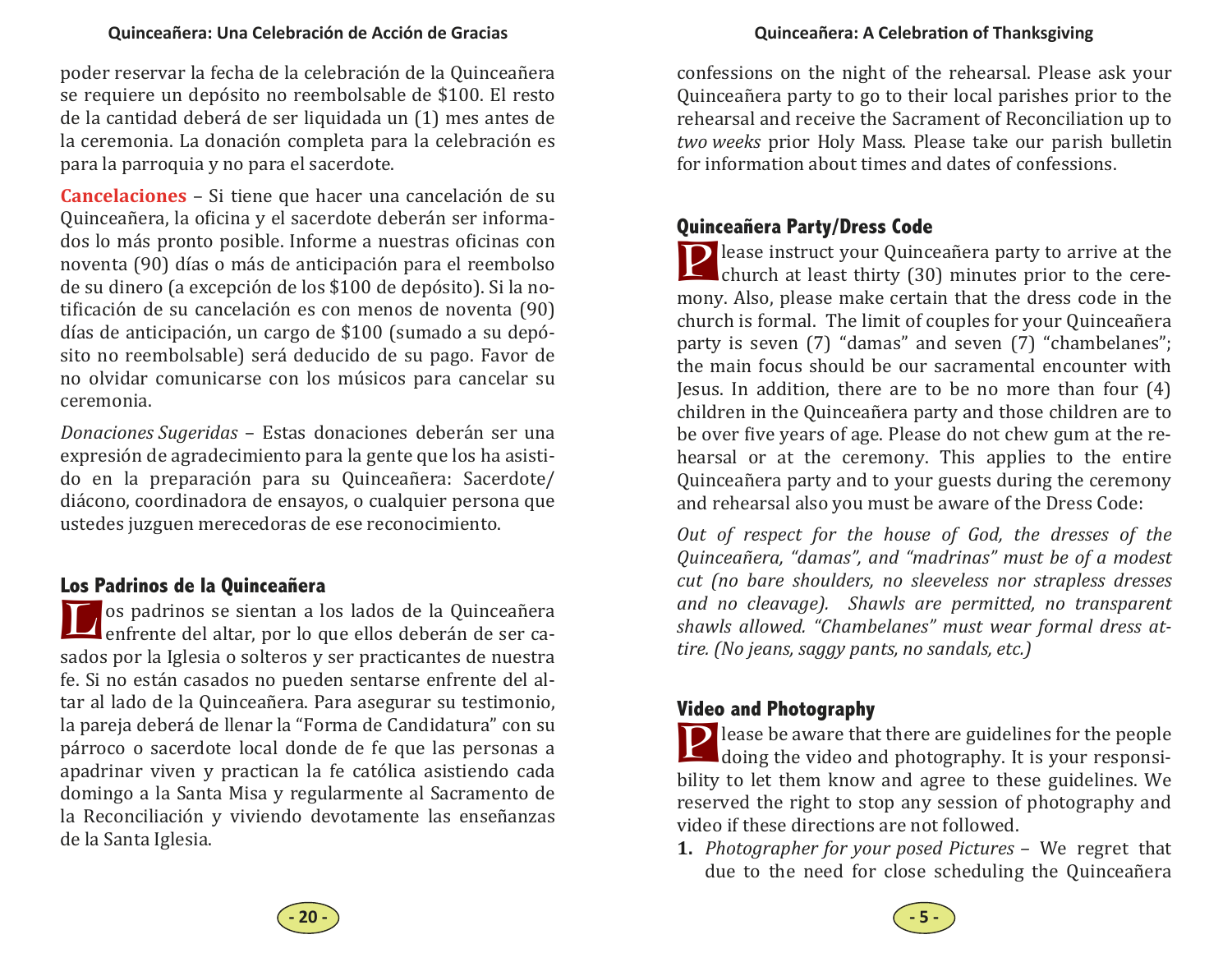poder reservar la fecha de la celebración de la Quinceañera se requiere un depósito no reembolsable de $100. El resto de la cantidad deberá de ser liquidada un (1) mes antes de la ceremonia. La donación completa para la celebración es para la parroquia y no para el sacerdote.

**Cancelaciones** – Si tiene que hacer una cancelación de su Quinceañera, la oficina y el sacerdote deberán ser informados lo más pronto posible. Informe a nuestras oficinas con noventa (90) días o más de anticipación para el reembolso de su dinero (a excepción de los $100 de depósito). Si la notificación de su cancelación es con menos de noventa (90) días de anticipación, un cargo de $100 (sumado a su depósito no reembolsable) será deducido de su pago. Favor de no olvidar comunicarse con los músicos para cancelar su ceremonia.

*Donaciones Sugeridas* – Estas donaciones deberán ser una expresión de agradecimiento para la gente que los ha asistido en la preparación para su Quinceañera: Sacerdote/diácono, coordinadora de ensayos, o cualquier persona que ustedes juzguen merecedoras de ese reconocimiento.

## Los Padrinos de la Quinceañera

Los padrinos se sientan a los lados de la Quinceañera enfrente del altar, por lo que ellos deberán de ser casados por la Iglesia o solteros y ser practicantes de nuestra fe. Si no están casados no pueden sentarse enfrente del altar al lado de la Quinceañera. Para asegurar su testimonio, la pareja deberá de llenar la "Forma de Candidatura" con su párroco o sacerdote local donde de fe que las personas a apadrinar viven y practican la fe católica asistiendo cada domingo a la Santa Misa y regularmente al Sacramento de la Reconciliación y viviendo devotamente las enseñanzas de la Santa Iglesia.

confessions on the night of the rehearsal. Please ask your Quinceañera party to go to their local parishes prior to the rehearsal and receive the Sacrament of Reconciliation up to *two weeks* prior Holy Mass. Please take our parish bulletin for information about times and dates of confessions.

## Quinceañera Party/Dress Code

Please instruct your Quinceañera party to arrive at the church at least thirty (30) minutes prior to the ceremony. Also, please make certain that the dress code in the church is formal. The limit of couples for your Quinceañera party is seven (7) "damas" and seven (7) "chambelanes"; the main focus should be our sacramental encounter with Jesus. In addition, there are to be no more than four (4) children in the Quinceañera party and those children are to be over five years of age. Please do not chew gum at the rehearsal or at the ceremony. This applies to the entire Quinceañera party and to your guests during the ceremony and rehearsal also you must be aware of the Dress Code:

*Out of respect for the house of God, the dresses of the Quinceañera, "damas", and "madrinas" must be of a modest cut (no bare shoulders, no sleeveless nor strapless dresses and no cleavage). Shawls are permitted, no transparent shawls allowed. "Chambelanes" must wear formal dress attire. (No jeans, saggy pants, no sandals, etc.)*

## Video and Photography

Please be aware that there are guidelines for the people doing the video and photography. It is your responsibility to let them know and agree to these guidelines. We reserved the right to stop any session of photography and video if these directions are not followed.

1. *Photographer for your posed Pictures* – We regret that due to the need for close scheduling the Quinceañera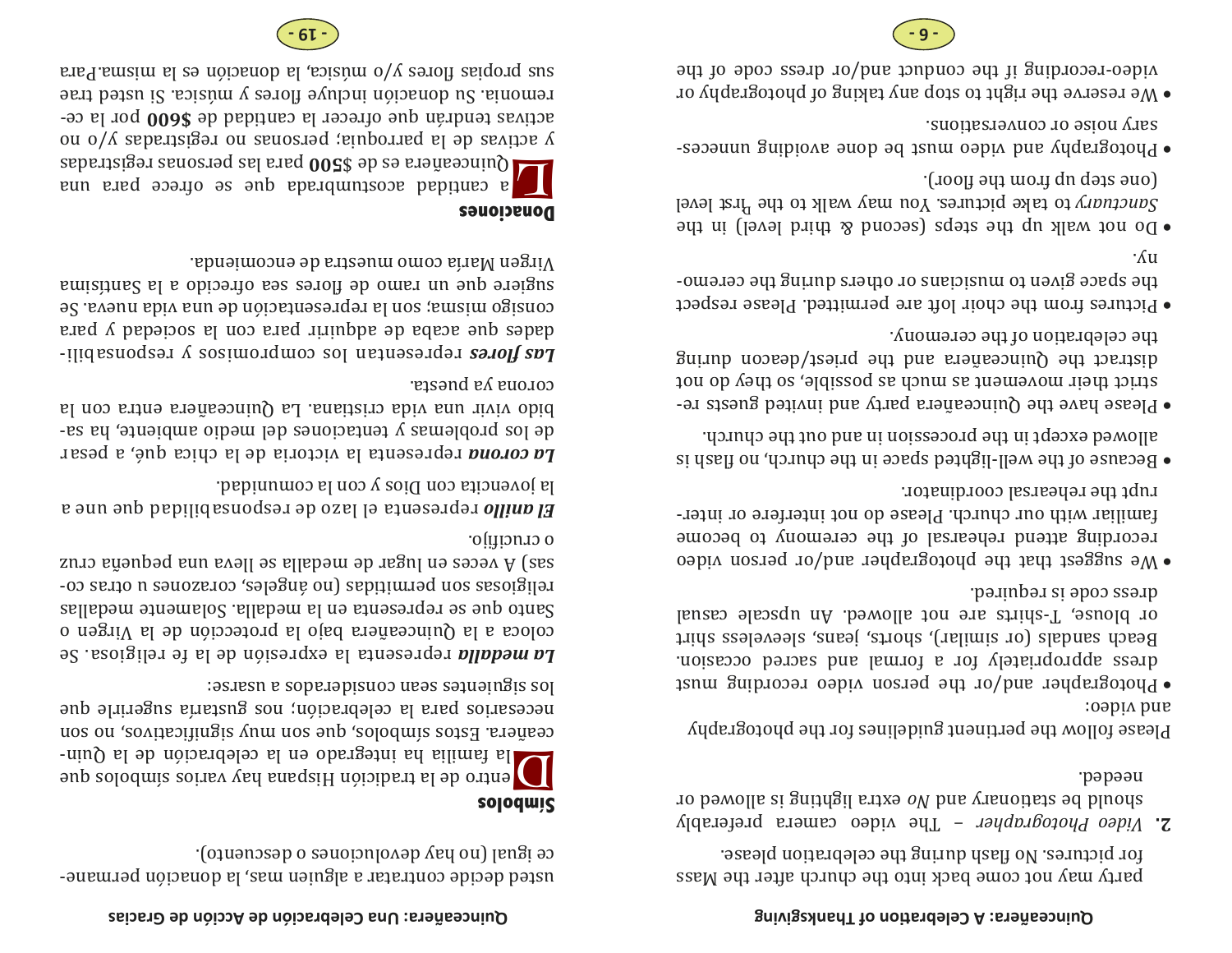party may not come back into the church after the Mass for pictures. No flash during the celebration please.

**2.** *Video Photographer* – The video camera preferably should be stationary and *No* extra lighting is allowed or needed.

Please follow the pertinent guidelines for the photography and video:

- Photographer and/or the person video recording must dress appropriately for a formal and sacred occasion. Beach sandals (or similar), shorts, jeans, sleeveless shirt or blouse, T-shirts are not allowed. An upscale casual dress code is required.
- We suggest that the photographer and/or person video recording attend rehearsal of the ceremony to become familiar with our church. Please do not interfere or interrupt the rehearsal coordinator.
- Because of the well-lighted space in the church, no flash is allowed except in the procession in and out the church.
- Please have the Quinceañera party and invited guests restrict their movement as much as possible, so they do not distract the Quinceañera and the priest/deacon during the celebration of the ceremony.
- Pictures from the choir loft are permitted. Please respect the space given to musicians or others during the ceremony.
- Do not walk up the steps (second & third level) in the *Sanctuary* to take pictures. You may walk to the first level (one step up from the floor).
- Photography and video must be done avoiding unnecessary noise or conversations.
- We reserve the right to stop any taking of photography or video-recording if the conduct and/or dress code of the

usted decide contratar a alguien mas, la donación permanece igual (no hay devoluciones o descuento).

**Simbolos**

Dentro de la tradición Hispana hay varios símbolos que la familia ha integrado en la celebración de la Quinceañera. Estos símbolos, que son muy significativos, no son necesarios para la celebración; nos gustaría sugerirle que los siguientes sean considerados a usarse:

***La medalla*** representa la expresión de la fe religiosa. Se coloca a la Quinceañera bajo la protección de la Virgen o Santo que se representa en la medalla. Solamente medallas religiosas son permitidas (no ángeles, corazones u otras cosas) A veces en lugar de medalla se lleva una pequeña cruz o crucifijo.

***El anillo*** representa el lazo de responsabilidad que une a la jovencita con Dios y con la comunidad.

***La corona*** representa la victoria de la chica qué, a pesar de los problemas y tentaciones del medio ambiente, ha sabido vivir una vida cristiana. La Quinceañera entra con la corona ya puesta.

***Las flores*** representan los compromisos y responsabilidades que acaba de adquirir para con la sociedad y para consigo misma; son la representación de una vida nueva. Se sugiere que un ramo de flores sea ofrecido a la Santísima Virgen María como muestra de encomienda.

**Donaciones**

La cantidad acostumbrada que se ofrece para una Quinceañera es de **$500** para las personas registradas y activas de la parroquia; personas no registradas y/o no activas tendrán que ofrecer la cantidad de **$600** por la ceremonia. Su donación incluye flores y música. Si usted trae sus propias flores y/o música, la donación es la misma.Para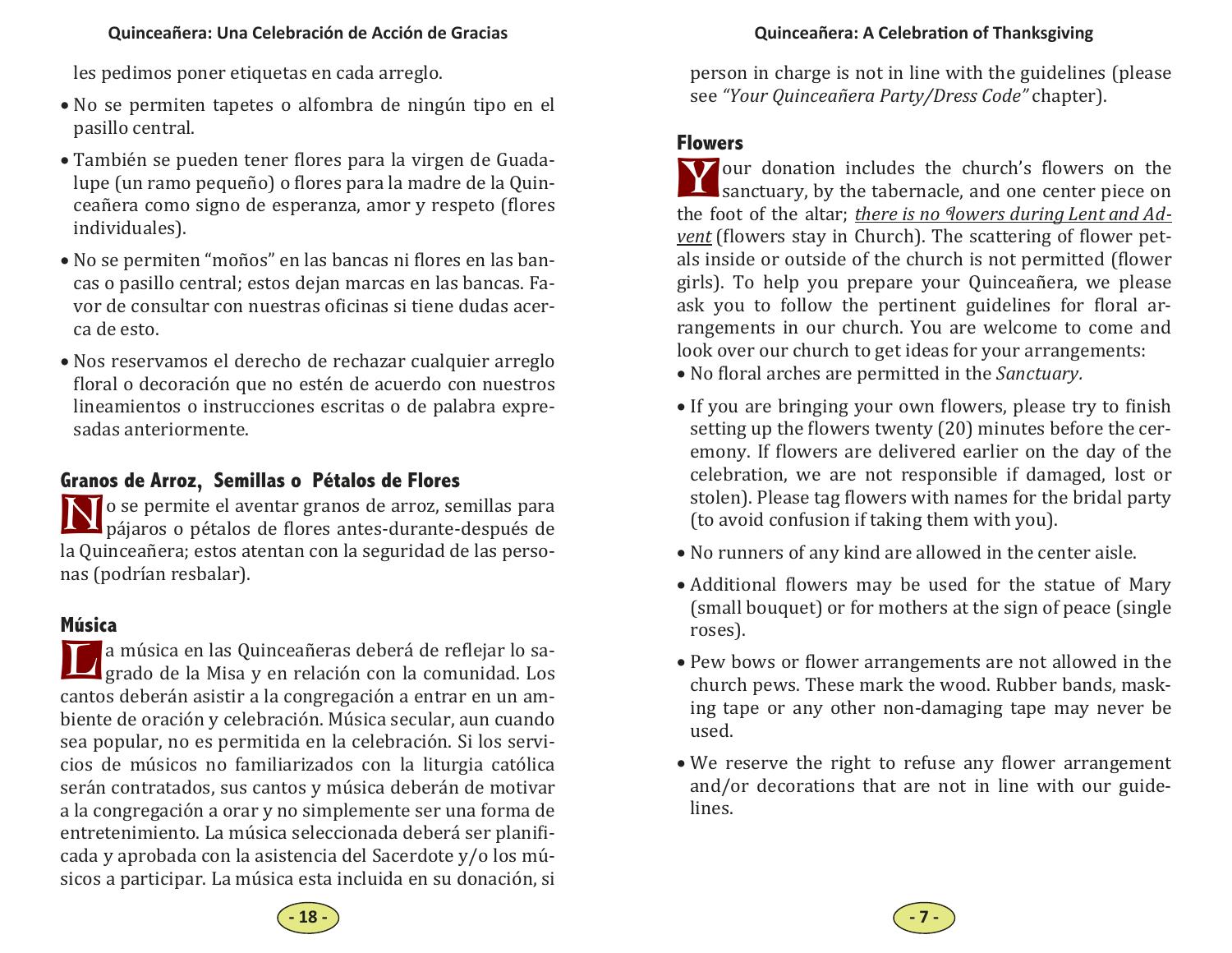les pedimos poner etiquetas en cada arreglo.

- No se permiten tapetes o alfombra de ningún tipo en el pasillo central.
- También se pueden tener flores para la virgen de Guadalupe (un ramo pequeño) o flores para la madre de la Quinceañera como signo de esperanza, amor y respeto (flores individuales).
- No se permiten "moños" en las bancas ni flores en las bancas o pasillo central; estos dejan marcas en las bancas. Favor de consultar con nuestras oficinas si tiene dudas acerca de esto.
- Nos reservamos el derecho de rechazar cualquier arreglo floral o decoración que no estén de acuerdo con nuestros lineamientos o instrucciones escritas o de palabra expresadas anteriormente.

## Granos de Arroz, Semillas o Pétalos de Flores

No se permite el aventar granos de arroz, semillas para pájaros o pétalos de flores antes-durante-después de la Quinceañera; estos atentan con la seguridad de las personas (podrían resbalar).

## Música

La música en las Quinceañeras deberá de reflejar lo sagrado de la Misa y en relación con la comunidad. Los cantos deberán asistir a la congregación a entrar en un ambiente de oración y celebración. Música secular, aun cuando sea popular, no es permitida en la celebración. Si los servicios de músicos no familiarizados con la liturgia católica serán contratados, sus cantos y música deberán de motivar a la congregación a orar y no simplemente ser una forma de entretenimiento. La música seleccionada deberá ser planificada y aprobada con la asistencia del Sacerdote y/o los músicos a participar. La música esta incluida en su donación, si

person in charge is not in line with the guidelines (please see *"Your Quinceañera Party/Dress Code"* chapter).

## Flowers

Your donation includes the church's flowers on the sanctuary, by the tabernacle, and one center piece on the foot of the altar; *there is no flowers during Lent and Advent* (flowers stay in Church). The scattering of flower petals inside or outside of the church is not permitted (flower girls). To help you prepare your Quinceañera, we please ask you to follow the pertinent guidelines for floral arrangements in our church. You are welcome to come and look over our church to get ideas for your arrangements:

- No floral arches are permitted in the *Sanctuary*.
- If you are bringing your own flowers, please try to finish setting up the flowers twenty (20) minutes before the ceremony. If flowers are delivered earlier on the day of the celebration, we are not responsible if damaged, lost or stolen). Please tag flowers with names for the bridal party (to avoid confusion if taking them with you).
- No runners of any kind are allowed in the center aisle.
- Additional flowers may be used for the statue of Mary (small bouquet) or for mothers at the sign of peace (single roses).
- Pew bows or flower arrangements are not allowed in the church pews. These mark the wood. Rubber bands, masking tape or any other non-damaging tape may never be used.
- We reserve the right to refuse any flower arrangement and/or decorations that are not in line with our guidelines.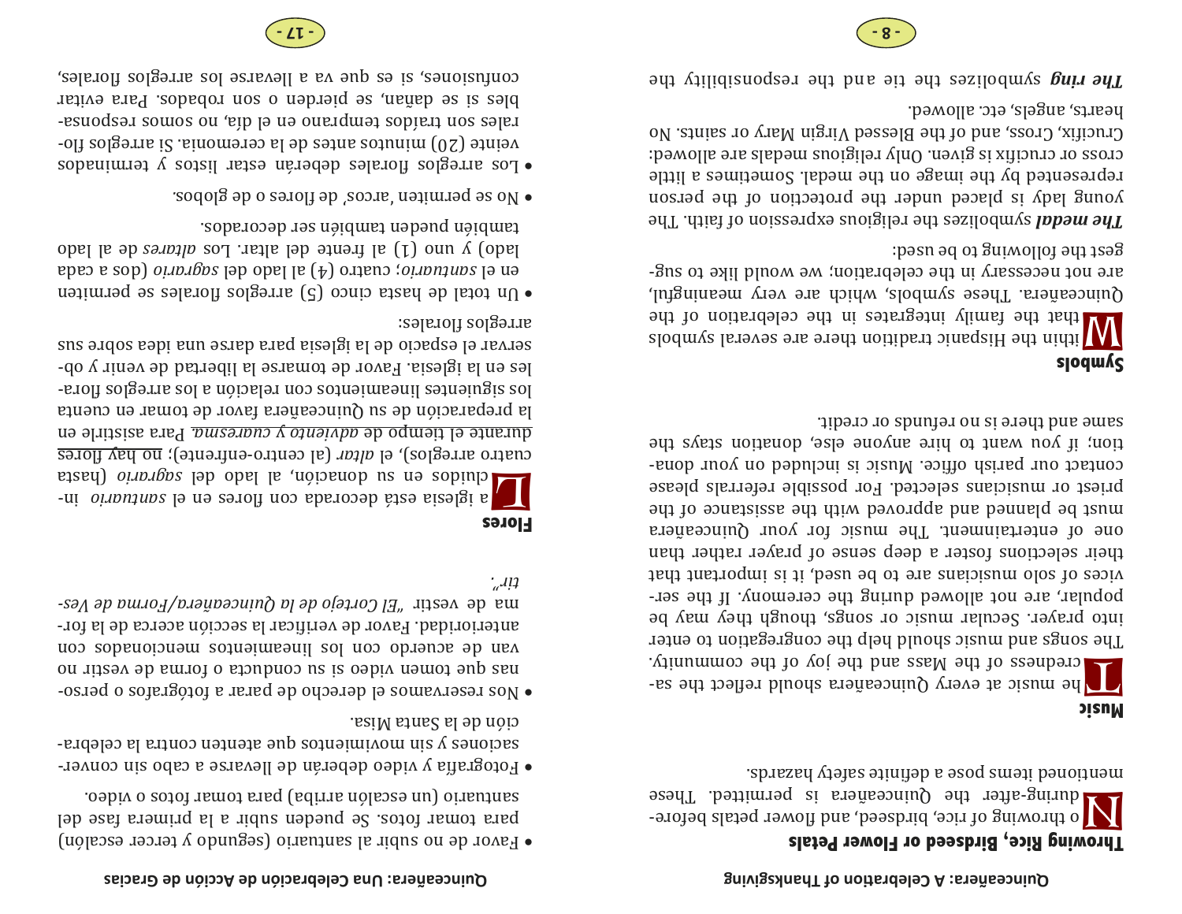## Throwing Rice, Birdseed or Flower Petals

No throwing of rice, birdseed, and flower petals before-during-after the Quinceañera is permitted. These mentioned items pose a definite safety hazards.

## Music

The music at every Quinceañera should reflect the sacredness of the Mass and the joy of the community. The songs and music should help the congregation to enter into prayer. Secular music or songs, though they may be popular, are not allowed during the ceremony. If the services of solo musicians are to be used, it is important that their selections foster a deep sense of prayer rather than one of entertainment. The music for your Quinceañera must be planned and approved with the assistance of the priest or musicians selected. For possible referrals please contact our parish office. Music is included on your donation; if you want to hire anyone else, donation stays the same and there is no refunds or credit.

## Symbols

Within the Hispanic tradition there are several symbols that the family integrates in the celebration of the Quinceañera. These symbols, which are very meaningful, are not necessary in the celebration; we would like to suggest the following to be used:

***The medal*** symbolizes the religious expression of faith. The young lady is placed under the protection of the person represented by the image on the medal. Sometimes a little cross or crucifix is given. Only religious medals are allowed: Crucifix, Cross, and of the Blessed Virgin Mary or saints. No hearts, angels, etc. allowed.

***The ring*** symbolizes the tie and the responsibility the

- Favor de no subir al santuario (segundo y tercer escalón) para tomar fotos. Se pueden subir a la primera fase del santuario (un escalón arriba) para tomar fotos o video.
- Fotografía y video deberán de llevarse a cabo sin conversaciones y sin movimientos que atenten contra la celebración de la Santa Misa.
- Nos reservamos el derecho de parar a fotógrafos o personas que tomen video si su conducta o forma de vestir no van de acuerdo con los lineamientos mencionados con anterioridad. Favor de verificar la sección acerca de la forma de vestir *"El Cortejo de la Quinceañera/Forma de Vestir"*.

## Flores

La iglesia está decorada con flores en el *santuario* incluidos en su donacion, al lado del *sagrario* (hasta cuatro arreglos), el *altar* (al centro-enfrente); no hay flores durante el tiempo de *adviento y cuaresma*. Para asistirle en la preparación de su Quinceañera favor de tomar en cuenta los siguientes lineamientos con relación a los arreglos florales en la iglesia. Favor de tomarse la libertad de venir y observar el espacio de la iglesia para darse una idea sobre sus arreglos florales:

- Un total de hasta cinco (5) arreglos florales se permiten en el *santuario*; cuatro (4) al lado del *sagrario* (dos a cada lado) y uno (1) al frente del altar. Los *altares* de al lado también pueden también ser decorados.
- No se permiten 'arcos' de flores o de globos.
- Los arreglos florales deberán estar listos y terminados veinte (20) minutos antes de la ceremonia. Si arreglos florales son traídos temprano en el día, no somos responsables si se dañan, se pierden o son robados. Para evitar confusiones, si es que va a llevarse los arreglos florales,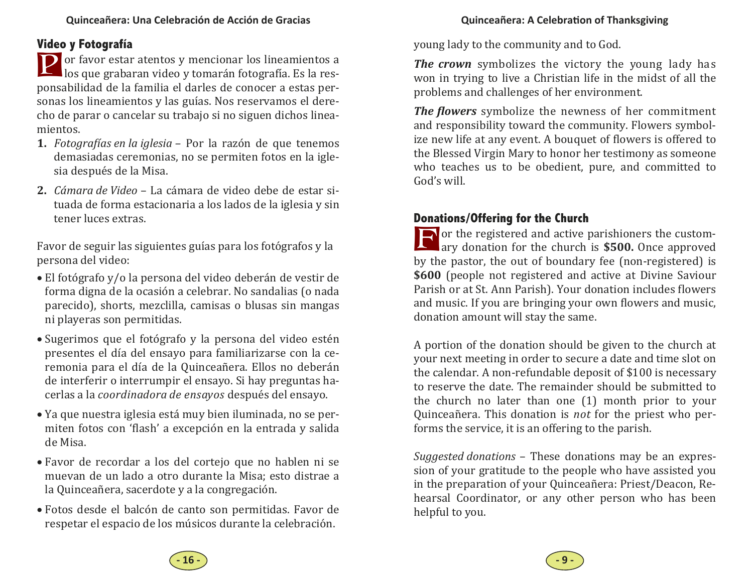## Video y Fotografía

Por favor estar atentos y mencionar los lineamientos a los que grabaran video y tomarán fotografía. Es la responsabilidad de la familia el darles de conocer a estas personas los lineamientos y las guías. Nos reservamos el derecho de parar o cancelar su trabajo si no siguen dichos lineamientos.

1. *Fotografías en la iglesia* – Por la razón de que tenemos demasiadas ceremonias, no se permiten fotos en la iglesia después de la Misa.
2. *Cámara de Video* – La cámara de video debe de estar situada de forma estacionaria a los lados de la iglesia y sin tener luces extras.

Favor de seguir las siguientes guías para los fotógrafos y la persona del video:

- El fotógrafo y/o la persona del video deberán de vestir de forma digna de la ocasión a celebrar. No sandalias (o nada parecido), shorts, mezclilla, camisas o blusas sin mangas ni playeras son permitidas.
- Sugerimos que el fotógrafo y la persona del video estén presentes el día del ensayo para familiarizarse con la ceremonia para el día de la Quinceañera. Ellos no deberán de interferir o interrumpir el ensayo. Si hay preguntas hacerlas a la *coordinadora de ensayos* después del ensayo.
- Ya que nuestra iglesia está muy bien iluminada, no se permiten fotos con 'flash' a excepción en la entrada y salida de Misa.
- Favor de recordar a los del cortejo que no hablen ni se muevan de un lado a otro durante la Misa; esto distrae a la Quinceañera, sacerdote y a la congregación.
- Fotos desde el balcón de canto son permitidas. Favor de respetar el espacio de los músicos durante la celebración.

young lady to the community and to God.

***The crown*** symbolizes the victory the young lady has won in trying to live a Christian life in the midst of all the problems and challenges of her environment.

***The flowers*** symbolize the newness of her commitment and responsibility toward the community. Flowers symbolize new life at any event. A bouquet of flowers is offered to the Blessed Virgin Mary to honor her testimony as someone who teaches us to be obedient, pure, and committed to God's will.

## Donations/Offering for the Church

For the registered and active parishioners the customary donation for the church is **$500.** Once approved by the pastor, the out of boundary fee (non-registered) is **$600** (people not registered and active at Divine Saviour Parish or at St. Ann Parish). Your donation includes flowers and music. If you are bringing your own flowers and music, donation amount will stay the same.

A portion of the donation should be given to the church at your next meeting in order to secure a date and time slot on the calendar. A non-refundable deposit of $100 is necessary to reserve the date. The remainder should be submitted to the church no later than one (1) month prior to your Quinceañera. This donation is *not* for the priest who performs the service, it is an offering to the parish.

*Suggested donations* – These donations may be an expression of your gratitude to the people who have assisted you in the preparation of your Quinceañera: Priest/Deacon, Rehearsal Coordinator, or any other person who has been helpful to you.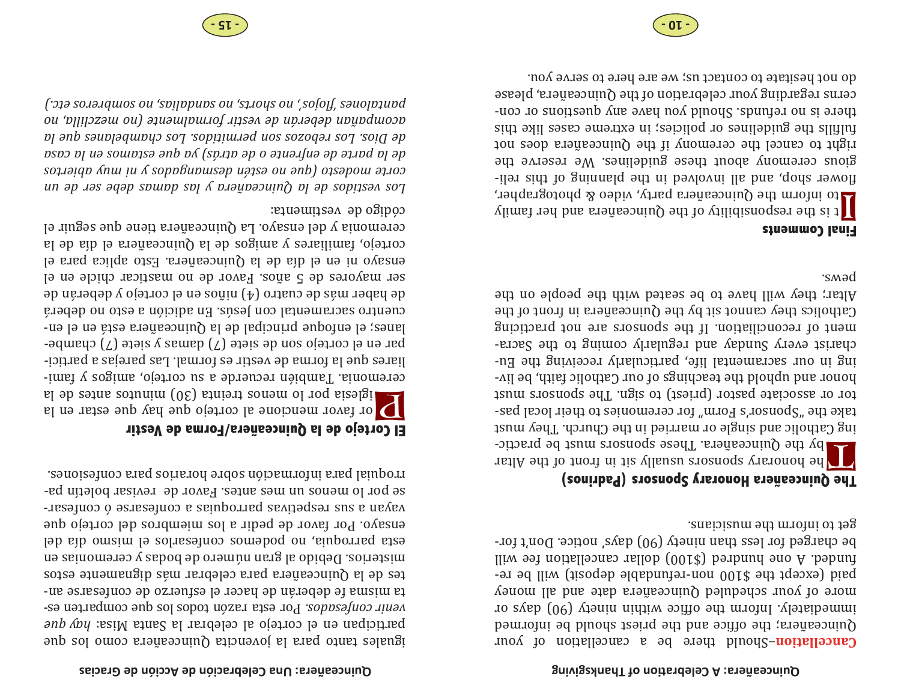**Cancellation**–Should there be a cancellation of your Quinceañera; the office and the priest should be informed immediately. Inform the office within ninety (90) days or more of your scheduled Quinceañera date and all money paid (except the $100 non-refundable deposit) will be refunded. A one hundred ($100) dollar cancellation fee will be charged for less than ninety (90) days' notice. Don't forget to inform the musicians.

### The Quinceañera Honorary Sponsors (Padrinos)

The honorary sponsors usually sit in front of the Altar by the Quinceañera. These sponsors must be practicing Catholic and single or married in the Church. They must take the "Sponsor's Form" for ceremonies to their local pastor or associate pastor (priest) to sign. The sponsors must honor and uphold the teachings of our Catholic faith, be living in our sacramental life, particularly receiving the Eucharist every Sunday and regularly coming to the Sacrament of reconciliation. If the sponsors are not practicing Catholics they cannot sit by the Quinceañera in front of the Altar; they will have to be seated with the people on the pews.

### Final Comments

It is the responsibility of the Quinceañera and her family to inform the Quinceañera party, video & photographer, flower shop, and all involved in the planning of this religious ceremony about these guidelines. We reserve the right to cancel the ceremony if the Quinceañera does not fulfills the guidelines or policies; in extreme cases like this there is no refunds. Should you have any questions or concerns regarding your celebration of the Quinceañera, please do not hesitate to contact us; we are here to serve you.

iguales tanto para la jovencita Quinceañera como los que participan en el cortejo al celebrar la Santa Misa: *hay que venir confesados.* Por esta razón todos los que comparten esta misma fe deberán de hacer el esfuerzo de confesarse antes de la Quinceañera para celebrar más dignamente estos misterios. Debido al gran número de bodas y ceremonias en esta parroquia, no podemos confesarlos el mismo día del ensayo. Por favor de pedir a los miembros del cortejo que vayan a sus respetivas parroquias a confesarse ó confesarse por lo menos un mes antes. Favor de revisar boletín parroquial para información sobre horarios para confesiones.

### El Cortejo de la Quinceañera/Forma de Vestir

Por favor mencione al cortejo que hay que estar en la iglesia por lo menos treinta (30) minutos antes de la ceremonia. También recuerde a su cortejo, amigos y familiares que la forma de vestir es formal. Las parejas a participar en el cortejo son de siete (7) damas y siete (7) chambelanes; el enfoque principal de la Quinceañera está en el encuentro sacramental con Jesús. En adición a esto no deberá de haber más de cuatro (4) niños en el cortejo y deberán de ser mayores de 5 años. Favor de no masticar chicle en el ensayo ni en el día de la Quinceañera. Esto aplica para el cortejo, familiares y amigos de la Quinceañera el día de la ceremonia y del ensayo. La Quinceañera tiene que seguir el código de vestimenta:

*Los vestidos de la Quinceañera y las damas debe ser de un corte modesto (que no estén desmangados y ni muy abiertos de la parte de enfrente o de atrás) ya que estamos en la casa de Dios. Los rebozos son permitidos. Los chambelanes que la acompañan deberán de vestir formalmente (no mezclilla, no pantalones 'flojos', no shorts, no sandalias, no sombreros etc.)*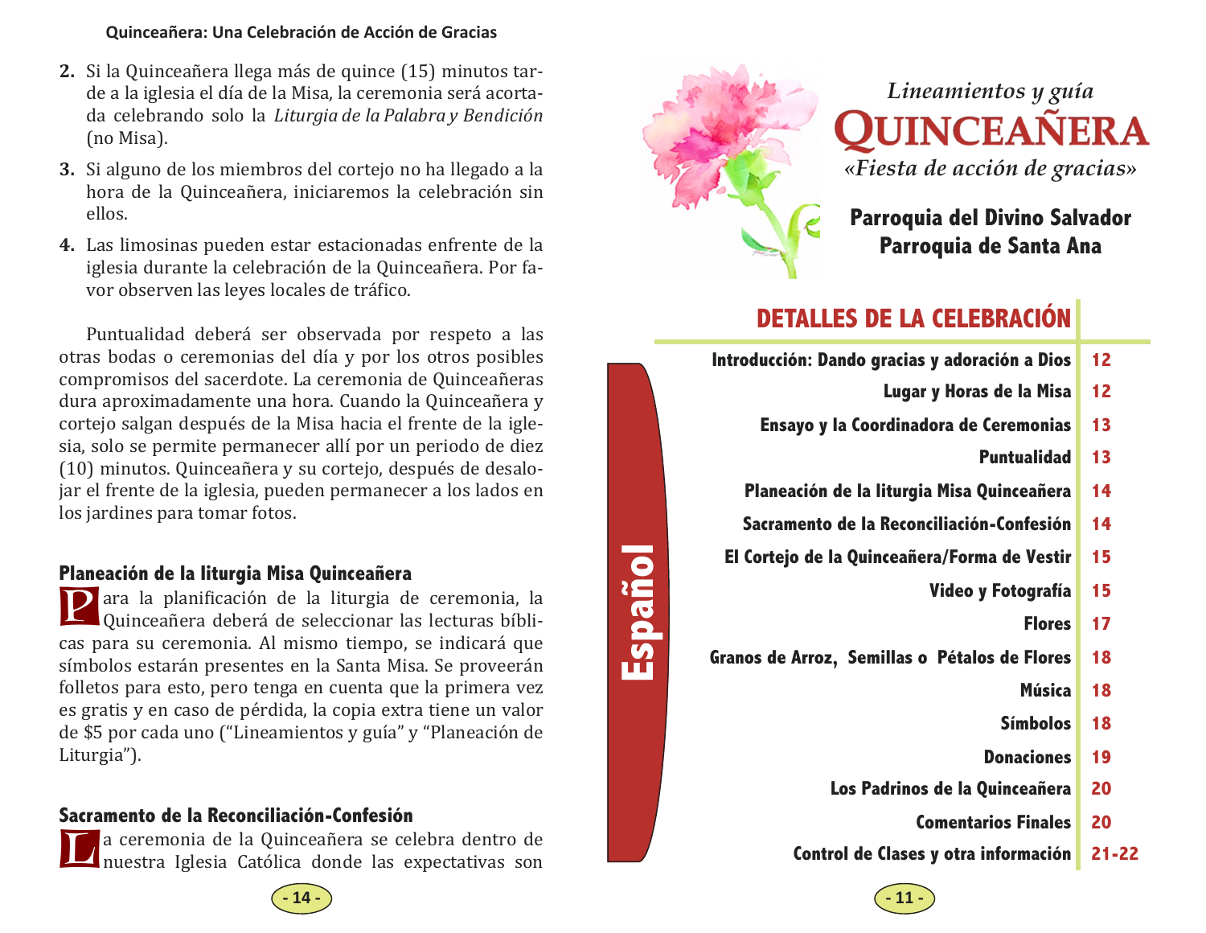2. Si la Quinceañera llega más de quince (15) minutos tarde a la iglesia el día de la Misa, la ceremonia será acortada celebrando solo la *Liturgia de la Palabra y Bendición* (no Misa).
3. Si alguno de los miembros del cortejo no ha llegado a la hora de la Quinceañera, iniciaremos la celebración sin ellos.
4. Las limosinas pueden estar estacionadas enfrente de la iglesia durante la celebración de la Quinceañera. Por favor observen las leyes locales de tráfico.

Puntualidad deberá ser observada por respeto a las otras bodas o ceremonias del día y por los otros posibles compromisos del sacerdote. La ceremonia de Quinceañeras dura aproximadamente una hora. Cuando la Quinceañera y cortejo salgan después de la Misa hacia el frente de la iglesia, solo se permite permanecer allí por un periodo de diez (10) minutos. Quinceañera y su cortejo, después de desalojar el frente de la iglesia, pueden permanecer a los lados en los jardines para tomar fotos.

### Planeación de la liturgia Misa Quinceañera

Para la planificación de la liturgia de ceremonia, la Quinceañera deberá de seleccionar las lecturas bíblicas para su ceremonia. Al mismo tiempo, se indicará que símbolos estarán presentes en la Santa Misa. Se proveerán folletos para esto, pero tenga en cuenta que la primera vez es gratis y en caso de pérdida, la copia extra tiene un valor de $5 por cada uno (“Lineamientos y guía” y “Planeación de Liturgia”).

### Sacramento de la Reconciliación-Confesión

La ceremonia de la Quinceañera se celebra dentro de nuestra Iglesia Católica donde las expectativas son

*Lineamientos y guía*

# QUINCEAÑERA

*«Fiesta de acción de gracias»*

**Parroquia del Divino Salvador**
**Parroquia de Santa Ana**

**Español**

## DETALLES DE LA CELEBRACIÓN

| | |
|---|---|
| Introducción: Dando gracias y adoración a Dios | 12 |
| Lugar y Horas de la Misa | 12 |
| Ensayo y la Coordinadora de Ceremonias | 13 |
| Puntualidad | 13 |
| Planeación de la liturgia Misa Quinceañera | 14 |
| Sacramento de la Reconciliación-Confesión | 14 |
| El Cortejo de la Quinceañera/Forma de Vestir | 15 |
| Video y Fotografía | 15 |
| Flores | 17 |
| Granos de Arroz, Semillas o Pétalos de Flores | 18 |
| Música | 18 |
| Símbolos | 18 |
| Donaciones | 19 |
| Los Padrinos de la Quinceañera | 20 |
| Comentarios Finales | 20 |
| Control de Clases y otra información | 21-22 |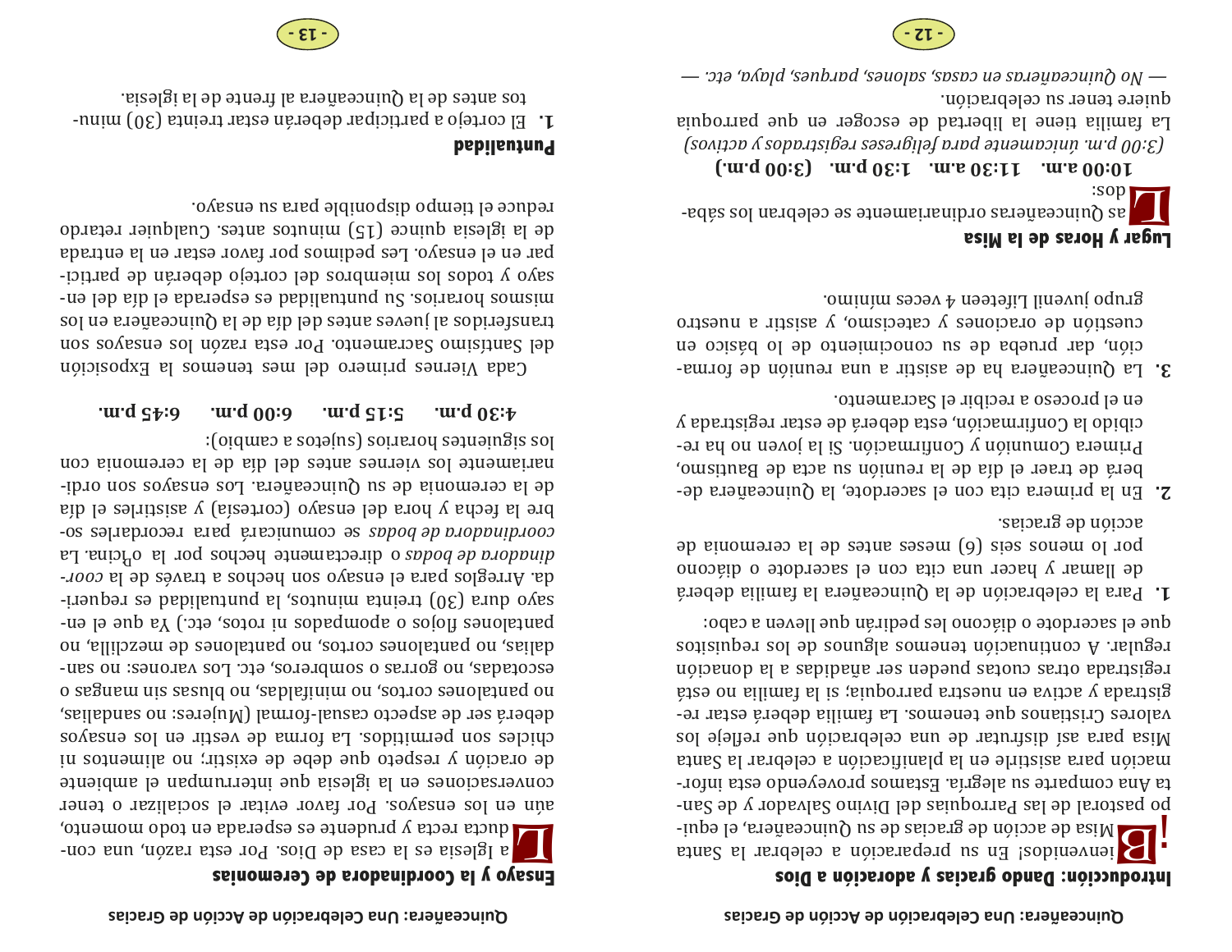## Introducción: Dando gracias y adoración a Dios

¡Bienvenidos! En su preparación a celebrar la Santa Misa de acción de gracias de su Quinceañera, el equipo pastoral de las Parroquias del Divino Salvador y de Santa Ana comparte su alegría. Estamos proveyendo esta información para asistirle en la planificación a celebrar la Santa Misa para así disfrutar de una celebración que refleje los valores Cristianos que tenemos. La familia deberá estar registrada y activa en nuestra parroquia; si la familia no está registrada otras cuotas pueden ser añadidas a la donación regular. A continuación tenemos algunos de los requisitos que el sacerdote o diácono les pedirán que lleven a cabo:

1. Para la celebración de la Quinceañera la familia deberá de llamar y hacer una cita con el sacerdote o diácono por lo menos seis (6) meses antes de la ceremonia de acción de gracias.
2. En la primera cita con el sacerdote, la Quinceañera deberá de traer el día de la reunión su acta de Bautismo, Primera Comunión y Confirmación. Si la joven no ha recibido la Confirmación, esta deberá de estar registrada y en el proceso a recibir el Sacramento.
3. La Quinceañera ha de asistir a una reunión de formación, dar prueba de su conocimiento de lo básico en cuestión de oraciones y catecismo, y asistir a nuestro grupo juvenil Lifeteen 4 veces mínimo.

## Lugar y Horas de la Misa

Las Quinceañeras ordinariamente se celebran los sábados:

**10:00 a.m. 11:30 a.m. 1:30 p.m. (3:00 p.m.)**

*(3:00 p.m. únicamente para feligreses registrados y activos)*

La familia tiene la libertad de escoger en que parroquia quiere tener su celebración.

— *No Quinceañeras en casas, salones, parques, playa, etc.* —

## Ensayo y la Coordinadora de Ceremonias

La iglesia es la casa de Dios. Por esta razón, una conducta recta y prudente es esperada en todo momento, aún en los ensayos. Por favor evitar el socializar o tener conversaciones en la iglesia que interrumpan el ambiente de oración y respeto que debe de existir; no alimentos ni chicles son permitidos. La forma de vestir en los ensayos deberá ser de aspecto casual-formal (Mujeres: no sandalias, no pantalones cortos, no minifaldas, no blusas sin mangas o escotadas, no gorras o sombreros, etc. Los varones: no sandalias, no pantalones cortos, no pantalones de mezclilla, no pantalones flojos o apompados ni rotos, etc.) Ya que el ensayo dura (30) treinta minutos, la puntualidad es requerida. Arreglos para el ensayo son hechos a través de la *coordinadora de bodas* o directamente hechos por la oficina. La *coordinadora de bodas* se comunicará para recordarles sobre la fecha y hora del ensayo (cortesía) y asistirles el día de la ceremonia de su Quinceañera. Los ensayos son ordinariamente los viernes antes del día de la ceremonia con los siguientes horarios (sujetos a cambio):

**4:30 p.m. 5:15 p.m. 6:00 p.m. 6:45 p.m.**

Cada Viernes primero del mes tenemos la Exposición del Santísimo Sacramento. Por esta razón los ensayos son transferidos al jueves antes del día de la Quinceañera en los mismos horarios. Su puntualidad es esperada el día del ensayo y todos los miembros del cortejo deberán de participar en el ensayo. Les pedimos por favor estar en la entrada de la iglesia quince (15) minutos antes. Cualquier retardo reduce el tiempo disponible para su ensayo.

## Puntualidad

1. El cortejo a participar deberán estar treinta (30) minutos antes de la Quinceañera al frente de la iglesia.